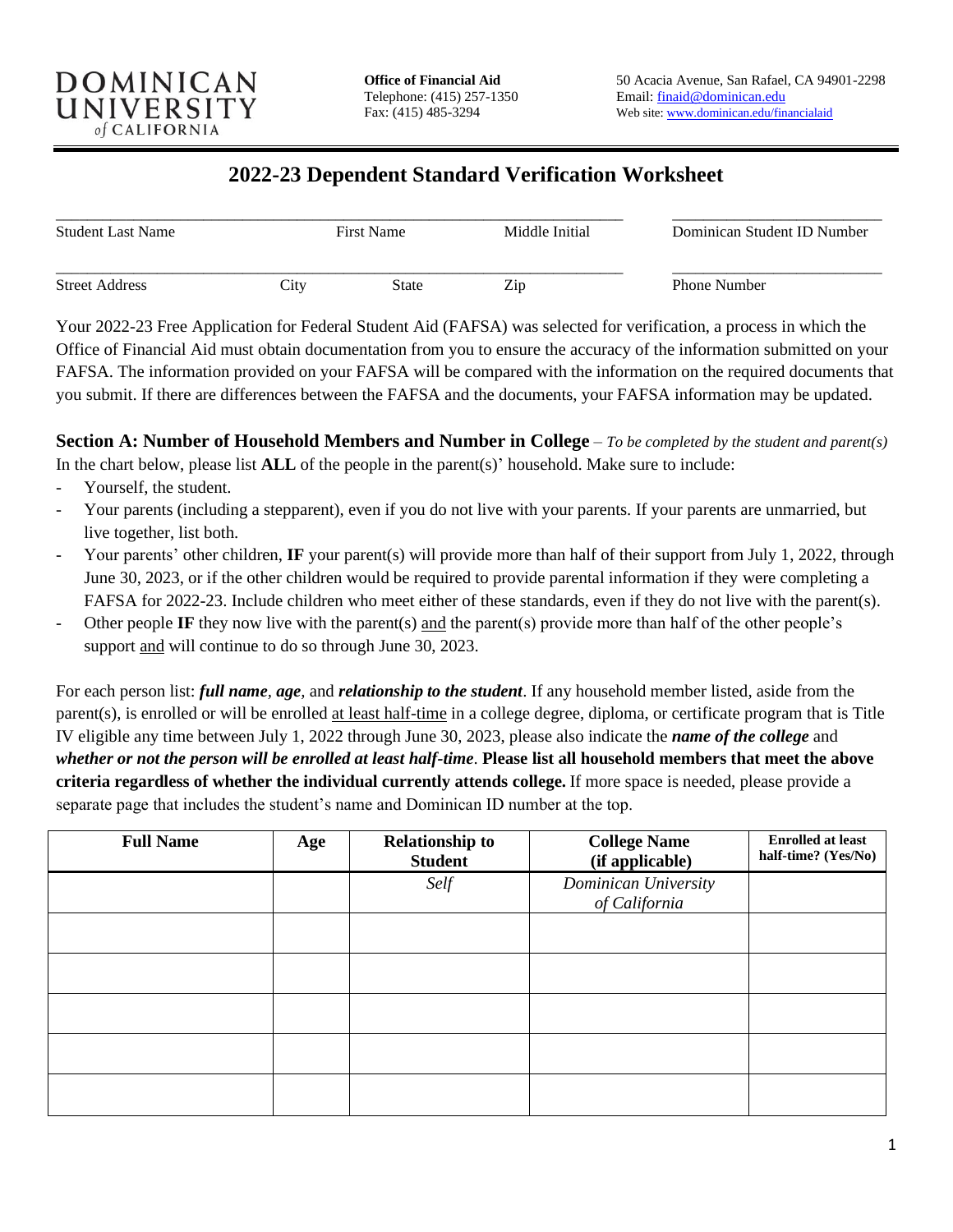DOMINICAN UNIVERSITY of CALIFORNIA

**Office of Financial Aid**
Telephone: (415) 257-1350
Fax: (415) 485-3294

50 Acacia Avenue, San Rafael, CA 94901-2298
Email: finaid@dominican.edu
Web site: www.dominican.edu/financialaid

# 2022-23 Dependent Standard Verification Worksheet

| Student Last Name | First Name | Middle Initial | Dominican Student ID Number |
|---|---|---|---|
| | | | |

| Street Address | City | State | Zip | Phone Number |
|---|---|---|---|---|
| | | | | |

Your 2022-23 Free Application for Federal Student Aid (FAFSA) was selected for verification, a process in which the Office of Financial Aid must obtain documentation from you to ensure the accuracy of the information submitted on your FAFSA. The information provided on your FAFSA will be compared with the information on the required documents that you submit. If there are differences between the FAFSA and the documents, your FAFSA information may be updated.

## Section A: Number of Household Members and Number in College – *To be completed by the student and parent(s)*

In the chart below, please list **ALL** of the people in the parent(s)' household. Make sure to include:

- Yourself, the student.
- Your parents (including a stepparent), even if you do not live with your parents. If your parents are unmarried, but live together, list both.
- Your parents' other children, **IF** your parent(s) will provide more than half of their support from July 1, 2022, through June 30, 2023, or if the other children would be required to provide parental information if they were completing a FAFSA for 2022-23. Include children who meet either of these standards, even if they do not live with the parent(s).
- Other people **IF** they now live with the parent(s) and the parent(s) provide more than half of the other people's support and will continue to do so through June 30, 2023.

For each person list: ***full name***, ***age***, and ***relationship to the student***. If any household member listed, aside from the parent(s), is enrolled or will be enrolled at least half-time in a college degree, diploma, or certificate program that is Title IV eligible any time between July 1, 2022 through June 30, 2023, please also indicate the ***name of the college*** and ***whether or not the person will be enrolled at least half-time***. **Please list all household members that meet the above criteria regardless of whether the individual currently attends college.** If more space is needed, please provide a separate page that includes the student's name and Dominican ID number at the top.

| Full Name | Age | Relationship to Student | College Name (if applicable) | Enrolled at least half-time? (Yes/No) |
|---|---|---|---|---|
| | | *Self* | *Dominican University of California* | |
| | | | | |
| | | | | |
| | | | | |
| | | | | |
| | | | | |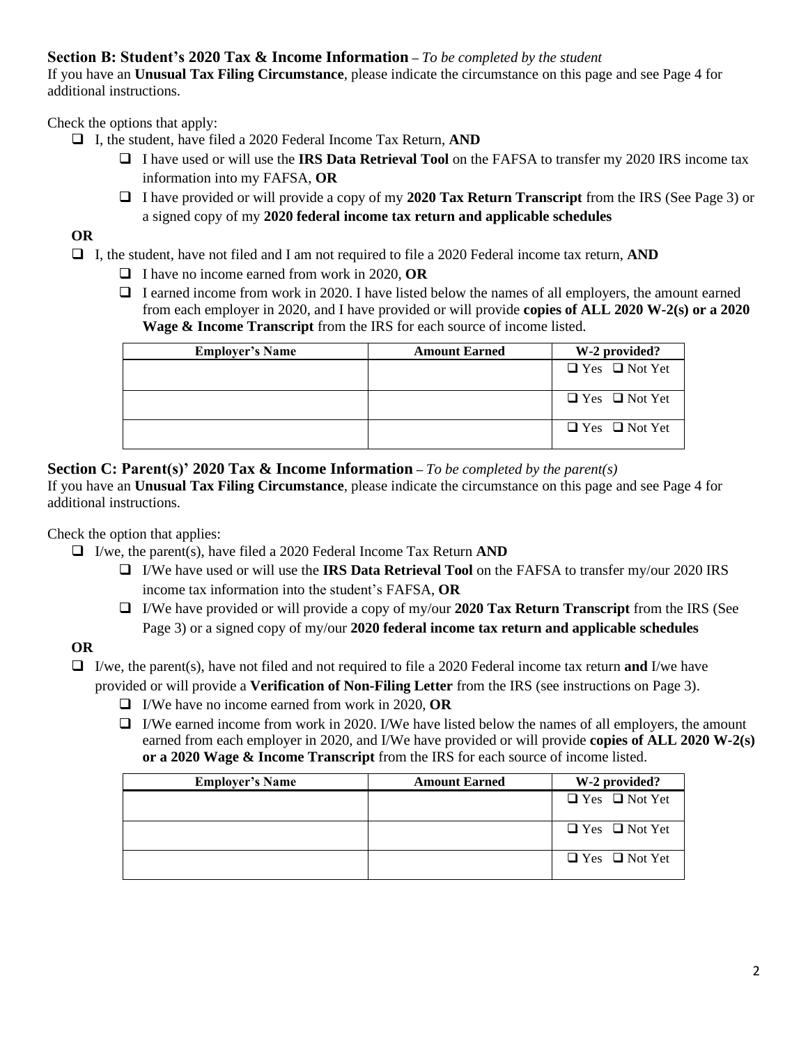### **Section B: Student's 2020 Tax & Income Information** – *To be completed by the student*

If you have an **Unusual Tax Filing Circumstance**, please indicate the circumstance on this page and see Page 4 for additional instructions.

Check the options that apply:

- ❑ I, the student, have filed a 2020 Federal Income Tax Return, **AND**
  - ❑ I have used or will use the **IRS Data Retrieval Tool** on the FAFSA to transfer my 2020 IRS income tax information into my FAFSA, **OR**
  - ❑ I have provided or will provide a copy of my **2020 Tax Return Transcript** from the IRS (See Page 3) or a signed copy of my **2020 federal income tax return and applicable schedules**

**OR**

- ❑ I, the student, have not filed and I am not required to file a 2020 Federal income tax return, **AND**
  - ❑ I have no income earned from work in 2020, **OR**
  - ❑ I earned income from work in 2020. I have listed below the names of all employers, the amount earned from each employer in 2020, and I have provided or will provide **copies of ALL 2020 W-2(s) or a 2020 Wage & Income Transcript** from the IRS for each source of income listed.

| Employer's Name | Amount Earned | W-2 provided? |
|---|---|---|
| | | ❑ Yes ❑ Not Yet |
| | | ❑ Yes ❑ Not Yet |
| | | ❑ Yes ❑ Not Yet |

### **Section C: Parent(s)' 2020 Tax & Income Information** – *To be completed by the parent(s)*

If you have an **Unusual Tax Filing Circumstance**, please indicate the circumstance on this page and see Page 4 for additional instructions.

Check the option that applies:

- ❑ I/we, the parent(s), have filed a 2020 Federal Income Tax Return **AND**
  - ❑ I/We have used or will use the **IRS Data Retrieval Tool** on the FAFSA to transfer my/our 2020 IRS income tax information into the student's FAFSA, **OR**
  - ❑ I/We have provided or will provide a copy of my/our **2020 Tax Return Transcript** from the IRS (See Page 3) or a signed copy of my/our **2020 federal income tax return and applicable schedules**

**OR**

- ❑ I/we, the parent(s), have not filed and not required to file a 2020 Federal income tax return **and** I/we have provided or will provide a **Verification of Non-Filing Letter** from the IRS (see instructions on Page 3).
  - ❑ I/We have no income earned from work in 2020, **OR**
  - ❑ I/We earned income from work in 2020. I/We have listed below the names of all employers, the amount earned from each employer in 2020, and I/We have provided or will provide **copies of ALL 2020 W-2(s) or a 2020 Wage & Income Transcript** from the IRS for each source of income listed.

| Employer's Name | Amount Earned | W-2 provided? |
|---|---|---|
| | | ❑ Yes ❑ Not Yet |
| | | ❑ Yes ❑ Not Yet |
| | | ❑ Yes ❑ Not Yet |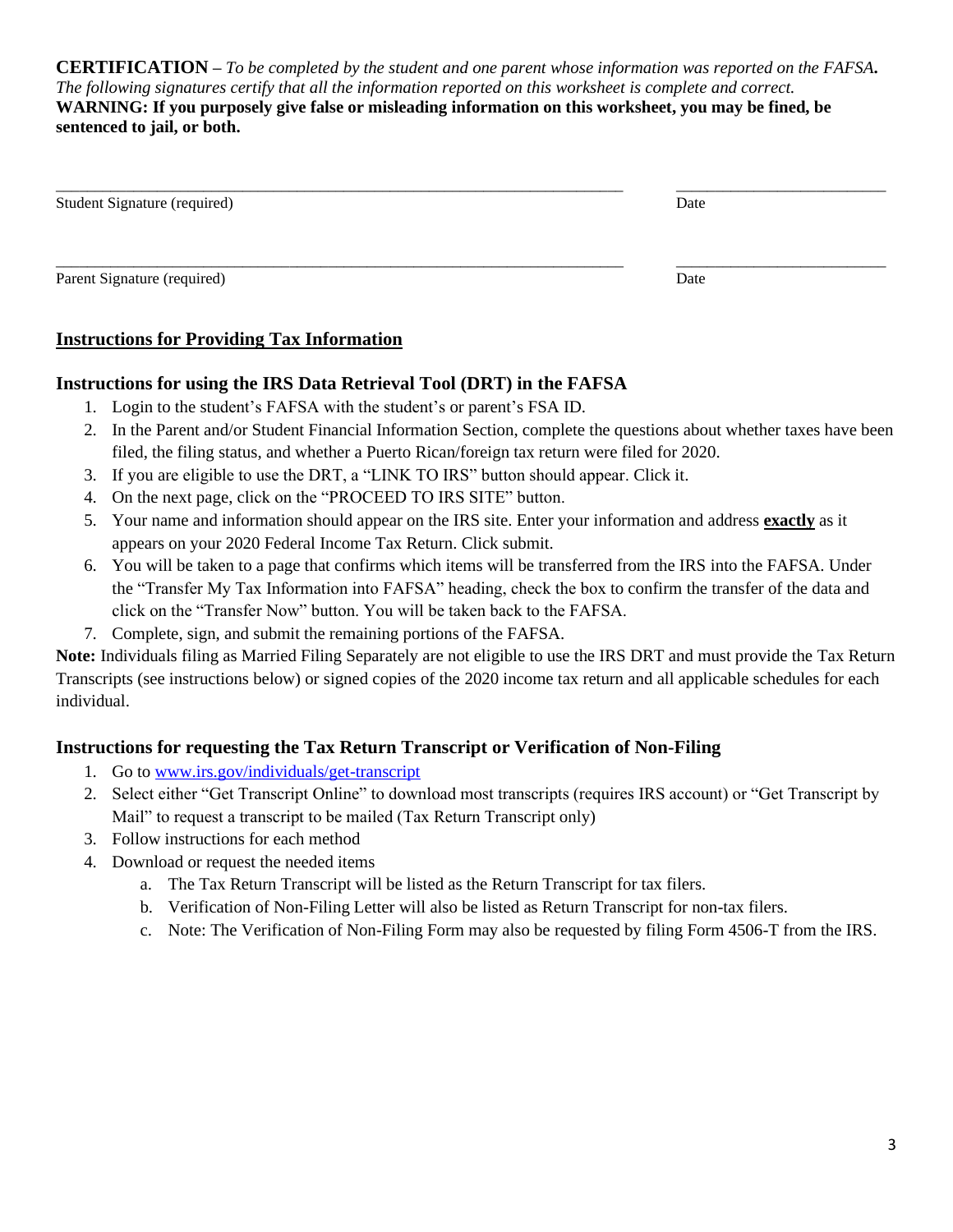**CERTIFICATION** – *To be completed by the student and one parent whose information was reported on the FAFSA. The following signatures certify that all the information reported on this worksheet is complete and correct.*
**WARNING: If you purposely give false or misleading information on this worksheet, you may be fined, be sentenced to jail, or both.**

\_\_\_\_\_\_\_\_\_\_\_\_\_\_\_\_\_\_\_\_\_\_\_\_\_\_\_\_\_\_\_\_\_\_\_\_\_\_\_\_\_\_\_\_\_\_\_\_\_\_\_\_ \_\_\_\_\_\_\_\_\_\_\_\_\_\_\_\_\_\_\_\_\_\_
Student Signature (required) Date

\_\_\_\_\_\_\_\_\_\_\_\_\_\_\_\_\_\_\_\_\_\_\_\_\_\_\_\_\_\_\_\_\_\_\_\_\_\_\_\_\_\_\_\_\_\_\_\_\_\_\_\_ \_\_\_\_\_\_\_\_\_\_\_\_\_\_\_\_\_\_\_\_\_\_
Parent Signature (required) Date

## Instructions for Providing Tax Information

### Instructions for using the IRS Data Retrieval Tool (DRT) in the FAFSA

1. Login to the student's FAFSA with the student's or parent's FSA ID.
2. In the Parent and/or Student Financial Information Section, complete the questions about whether taxes have been filed, the filing status, and whether a Puerto Rican/foreign tax return were filed for 2020.
3. If you are eligible to use the DRT, a "LINK TO IRS" button should appear. Click it.
4. On the next page, click on the "PROCEED TO IRS SITE" button.
5. Your name and information should appear on the IRS site. Enter your information and address **exactly** as it appears on your 2020 Federal Income Tax Return. Click submit.
6. You will be taken to a page that confirms which items will be transferred from the IRS into the FAFSA. Under the "Transfer My Tax Information into FAFSA" heading, check the box to confirm the transfer of the data and click on the "Transfer Now" button. You will be taken back to the FAFSA.
7. Complete, sign, and submit the remaining portions of the FAFSA.

**Note:** Individuals filing as Married Filing Separately are not eligible to use the IRS DRT and must provide the Tax Return Transcripts (see instructions below) or signed copies of the 2020 income tax return and all applicable schedules for each individual.

### Instructions for requesting the Tax Return Transcript or Verification of Non-Filing

1. Go to www.irs.gov/individuals/get-transcript
2. Select either "Get Transcript Online" to download most transcripts (requires IRS account) or "Get Transcript by Mail" to request a transcript to be mailed (Tax Return Transcript only)
3. Follow instructions for each method
4. Download or request the needed items
   a. The Tax Return Transcript will be listed as the Return Transcript for tax filers.
   b. Verification of Non-Filing Letter will also be listed as Return Transcript for non-tax filers.
   c. Note: The Verification of Non-Filing Form may also be requested by filing Form 4506-T from the IRS.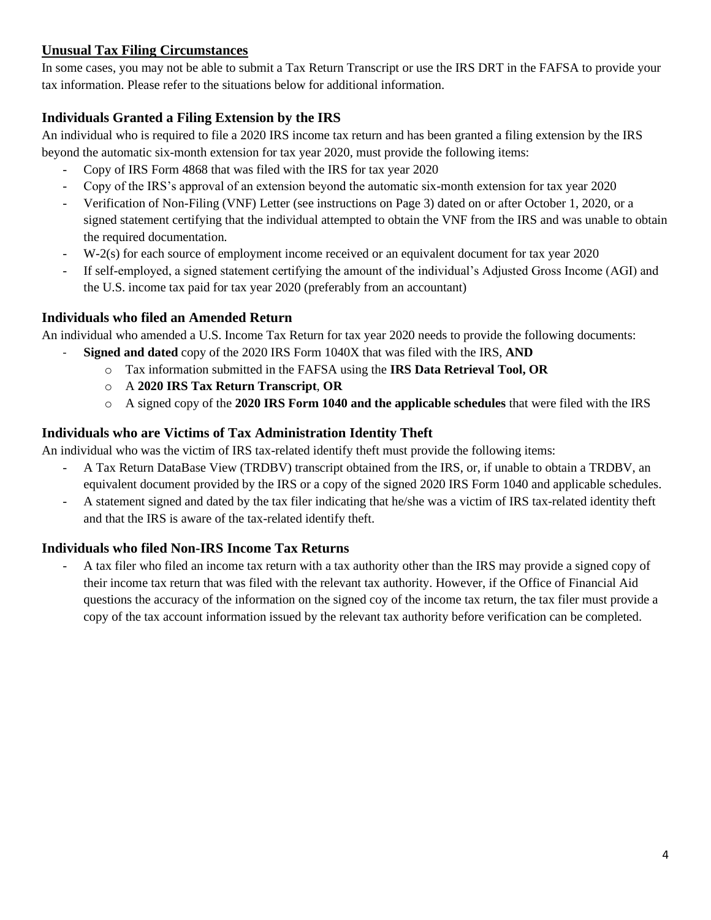## Unusual Tax Filing Circumstances

In some cases, you may not be able to submit a Tax Return Transcript or use the IRS DRT in the FAFSA to provide your tax information. Please refer to the situations below for additional information.

### Individuals Granted a Filing Extension by the IRS

An individual who is required to file a 2020 IRS income tax return and has been granted a filing extension by the IRS beyond the automatic six-month extension for tax year 2020, must provide the following items:

- Copy of IRS Form 4868 that was filed with the IRS for tax year 2020
- Copy of the IRS's approval of an extension beyond the automatic six-month extension for tax year 2020
- Verification of Non-Filing (VNF) Letter (see instructions on Page 3) dated on or after October 1, 2020, or a signed statement certifying that the individual attempted to obtain the VNF from the IRS and was unable to obtain the required documentation.
- W-2(s) for each source of employment income received or an equivalent document for tax year 2020
- If self-employed, a signed statement certifying the amount of the individual's Adjusted Gross Income (AGI) and the U.S. income tax paid for tax year 2020 (preferably from an accountant)

### Individuals who filed an Amended Return

An individual who amended a U.S. Income Tax Return for tax year 2020 needs to provide the following documents:

- **Signed and dated** copy of the 2020 IRS Form 1040X that was filed with the IRS, **AND**
  - Tax information submitted in the FAFSA using the **IRS Data Retrieval Tool, OR**
  - A **2020 IRS Tax Return Transcript**, **OR**
  - A signed copy of the **2020 IRS Form 1040 and the applicable schedules** that were filed with the IRS

### Individuals who are Victims of Tax Administration Identity Theft

An individual who was the victim of IRS tax-related identify theft must provide the following items:

- A Tax Return DataBase View (TRDBV) transcript obtained from the IRS, or, if unable to obtain a TRDBV, an equivalent document provided by the IRS or a copy of the signed 2020 IRS Form 1040 and applicable schedules.
- A statement signed and dated by the tax filer indicating that he/she was a victim of IRS tax-related identity theft and that the IRS is aware of the tax-related identify theft.

### Individuals who filed Non-IRS Income Tax Returns

- A tax filer who filed an income tax return with a tax authority other than the IRS may provide a signed copy of their income tax return that was filed with the relevant tax authority. However, if the Office of Financial Aid questions the accuracy of the information on the signed coy of the income tax return, the tax filer must provide a copy of the tax account information issued by the relevant tax authority before verification can be completed.